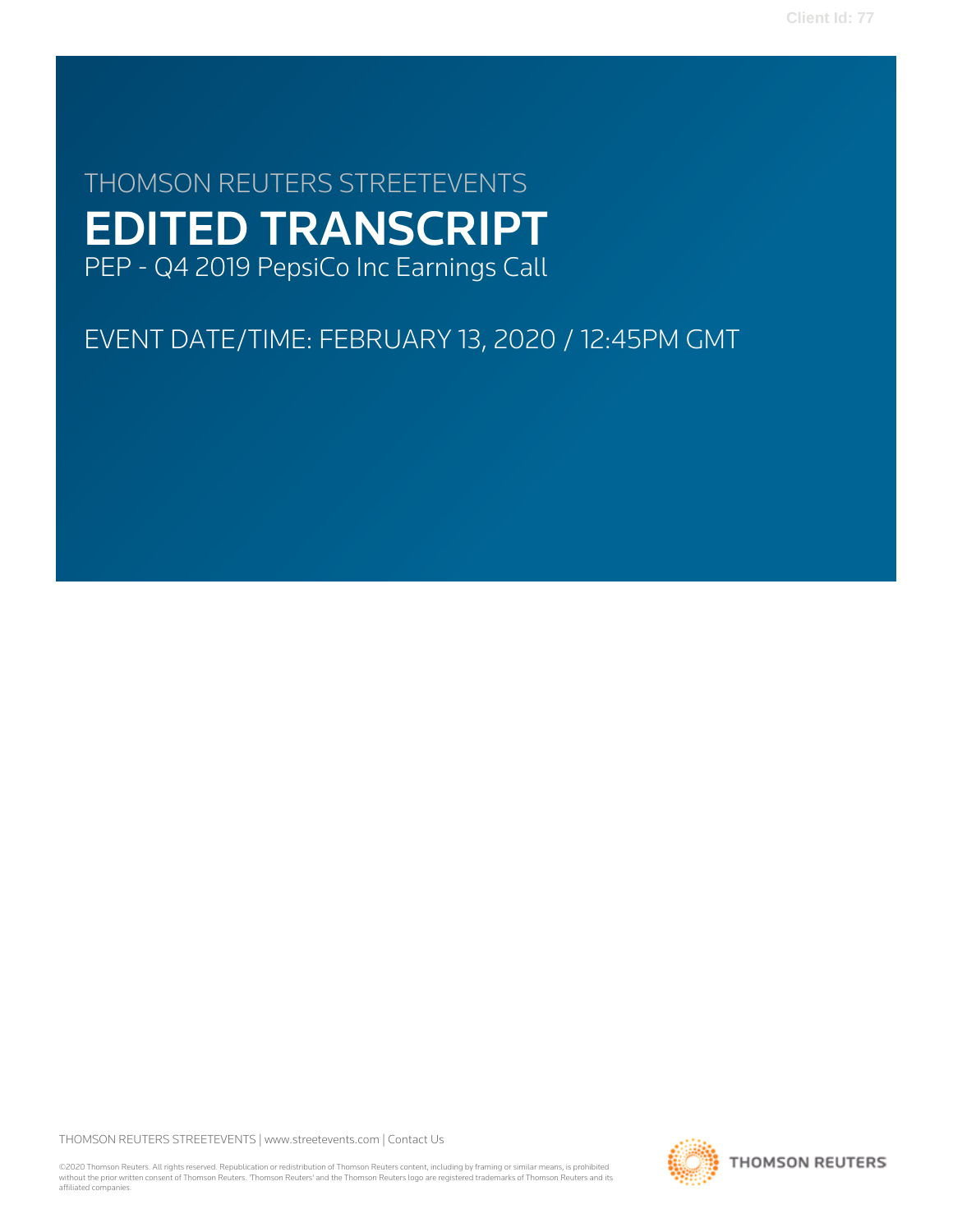THOMSON REUTERS STREETEVENTS

# EDITED TRANSCRIPT

PEP - Q4 2019 PepsiCo Inc Earnings Call

EVENT DATE/TIME: FEBRUARY 13, 2020 / 12:45PM GMT

THOMSON REUTERS STREETEVENTS | www.streetevents.com | Contact Us

©2020 Thomson Reuters. All rights reserved. Republication or redistribution of Thomson Reuters content, including by framing or similar means, is prohibited without the prior written consent of Thomson Reuters. 'Thomson Reuters' and the Thomson Reuters logo are registered trademarks of Thomson Reuters and its affiliated companies.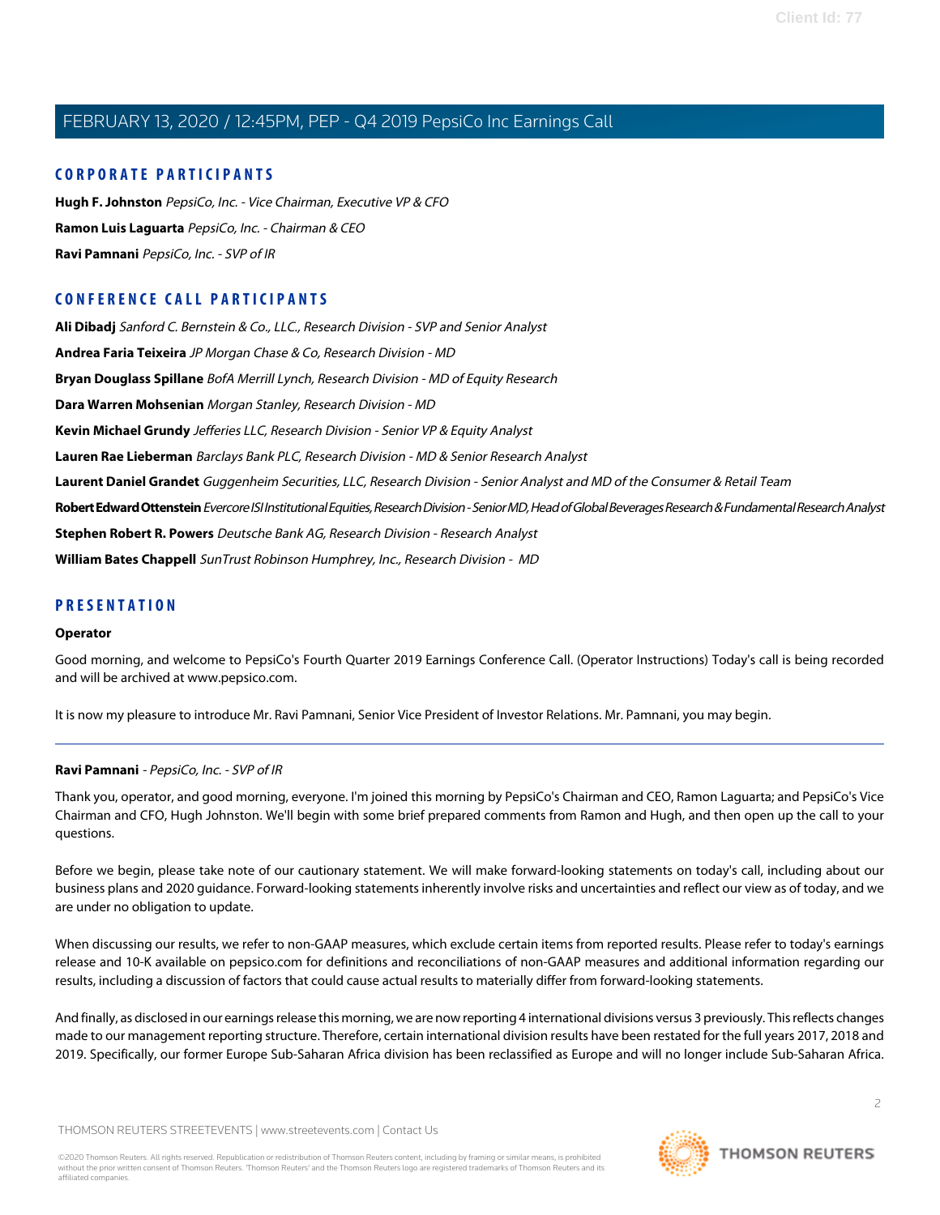## CORPORATE PARTICIPANTS

**Hugh F. Johnston** *PepsiCo, Inc. - Vice Chairman, Executive VP & CFO*

**Ramon Luis Laguarta** *PepsiCo, Inc. - Chairman & CEO*

**Ravi Pamnani** *PepsiCo, Inc. - SVP of IR*

## CONFERENCE CALL PARTICIPANTS

**Ali Dibadj** *Sanford C. Bernstein & Co., LLC., Research Division - SVP and Senior Analyst*

**Andrea Faria Teixeira** *JP Morgan Chase & Co, Research Division - MD*

**Bryan Douglass Spillane** *BofA Merrill Lynch, Research Division - MD of Equity Research*

**Dara Warren Mohsenian** *Morgan Stanley, Research Division - MD*

**Kevin Michael Grundy** *Jefferies LLC, Research Division - Senior VP & Equity Analyst*

**Lauren Rae Lieberman** *Barclays Bank PLC, Research Division - MD & Senior Research Analyst*

**Laurent Daniel Grandet** *Guggenheim Securities, LLC, Research Division - Senior Analyst and MD of the Consumer & Retail Team*

**Robert Edward Ottenstein** *Evercore ISI Institutional Equities, Research Division - Senior MD, Head of Global Beverages Research & Fundamental Research Analyst*

**Stephen Robert R. Powers** *Deutsche Bank AG, Research Division - Research Analyst*

**William Bates Chappell** *SunTrust Robinson Humphrey, Inc., Research Division - MD*

## PRESENTATION

**Operator**

Good morning, and welcome to PepsiCo's Fourth Quarter 2019 Earnings Conference Call. (Operator Instructions) Today's call is being recorded and will be archived at www.pepsico.com.

It is now my pleasure to introduce Mr. Ravi Pamnani, Senior Vice President of Investor Relations. Mr. Pamnani, you may begin.

---

**Ravi Pamnani** - *PepsiCo, Inc. - SVP of IR*

Thank you, operator, and good morning, everyone. I'm joined this morning by PepsiCo's Chairman and CEO, Ramon Laguarta; and PepsiCo's Vice Chairman and CFO, Hugh Johnston. We'll begin with some brief prepared comments from Ramon and Hugh, and then open up the call to your questions.

Before we begin, please take note of our cautionary statement. We will make forward-looking statements on today's call, including about our business plans and 2020 guidance. Forward-looking statements inherently involve risks and uncertainties and reflect our view as of today, and we are under no obligation to update.

When discussing our results, we refer to non-GAAP measures, which exclude certain items from reported results. Please refer to today's earnings release and 10-K available on pepsico.com for definitions and reconciliations of non-GAAP measures and additional information regarding our results, including a discussion of factors that could cause actual results to materially differ from forward-looking statements.

And finally, as disclosed in our earnings release this morning, we are now reporting 4 international divisions versus 3 previously. This reflects changes made to our management reporting structure. Therefore, certain international division results have been restated for the full years 2017, 2018 and 2019. Specifically, our former Europe Sub-Saharan Africa division has been reclassified as Europe and will no longer include Sub-Saharan Africa.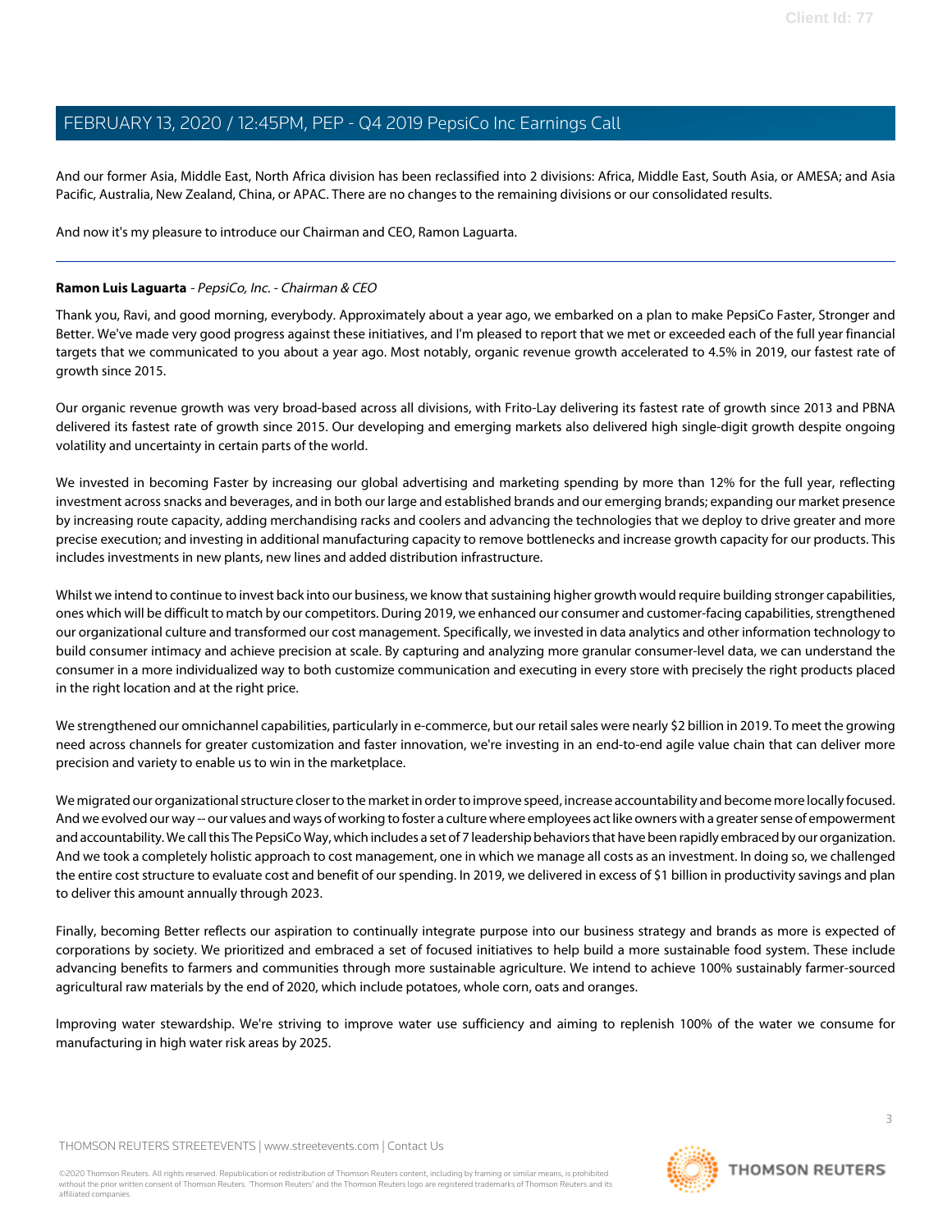And our former Asia, Middle East, North Africa division has been reclassified into 2 divisions: Africa, Middle East, South Asia, or AMESA; and Asia Pacific, Australia, New Zealand, China, or APAC. There are no changes to the remaining divisions or our consolidated results.

And now it's my pleasure to introduce our Chairman and CEO, Ramon Laguarta.

---

**Ramon Luis Laguarta** - *PepsiCo, Inc. - Chairman & CEO*

Thank you, Ravi, and good morning, everybody. Approximately about a year ago, we embarked on a plan to make PepsiCo Faster, Stronger and Better. We've made very good progress against these initiatives, and I'm pleased to report that we met or exceeded each of the full year financial targets that we communicated to you about a year ago. Most notably, organic revenue growth accelerated to 4.5% in 2019, our fastest rate of growth since 2015.

Our organic revenue growth was very broad-based across all divisions, with Frito-Lay delivering its fastest rate of growth since 2013 and PBNA delivered its fastest rate of growth since 2015. Our developing and emerging markets also delivered high single-digit growth despite ongoing volatility and uncertainty in certain parts of the world.

We invested in becoming Faster by increasing our global advertising and marketing spending by more than 12% for the full year, reflecting investment across snacks and beverages, and in both our large and established brands and our emerging brands; expanding our market presence by increasing route capacity, adding merchandising racks and coolers and advancing the technologies that we deploy to drive greater and more precise execution; and investing in additional manufacturing capacity to remove bottlenecks and increase growth capacity for our products. This includes investments in new plants, new lines and added distribution infrastructure.

Whilst we intend to continue to invest back into our business, we know that sustaining higher growth would require building stronger capabilities, ones which will be difficult to match by our competitors. During 2019, we enhanced our consumer and customer-facing capabilities, strengthened our organizational culture and transformed our cost management. Specifically, we invested in data analytics and other information technology to build consumer intimacy and achieve precision at scale. By capturing and analyzing more granular consumer-level data, we can understand the consumer in a more individualized way to both customize communication and executing in every store with precisely the right products placed in the right location and at the right price.

We strengthened our omnichannel capabilities, particularly in e-commerce, but our retail sales were nearly $2 billion in 2019. To meet the growing need across channels for greater customization and faster innovation, we're investing in an end-to-end agile value chain that can deliver more precision and variety to enable us to win in the marketplace.

We migrated our organizational structure closer to the market in order to improve speed, increase accountability and become more locally focused. And we evolved our way -- our values and ways of working to foster a culture where employees act like owners with a greater sense of empowerment and accountability. We call this The PepsiCo Way, which includes a set of 7 leadership behaviors that have been rapidly embraced by our organization. And we took a completely holistic approach to cost management, one in which we manage all costs as an investment. In doing so, we challenged the entire cost structure to evaluate cost and benefit of our spending. In 2019, we delivered in excess of $1 billion in productivity savings and plan to deliver this amount annually through 2023.

Finally, becoming Better reflects our aspiration to continually integrate purpose into our business strategy and brands as more is expected of corporations by society. We prioritized and embraced a set of focused initiatives to help build a more sustainable food system. These include advancing benefits to farmers and communities through more sustainable agriculture. We intend to achieve 100% sustainably farmer-sourced agricultural raw materials by the end of 2020, which include potatoes, whole corn, oats and oranges.

Improving water stewardship. We're striving to improve water use sufficiency and aiming to replenish 100% of the water we consume for manufacturing in high water risk areas by 2025.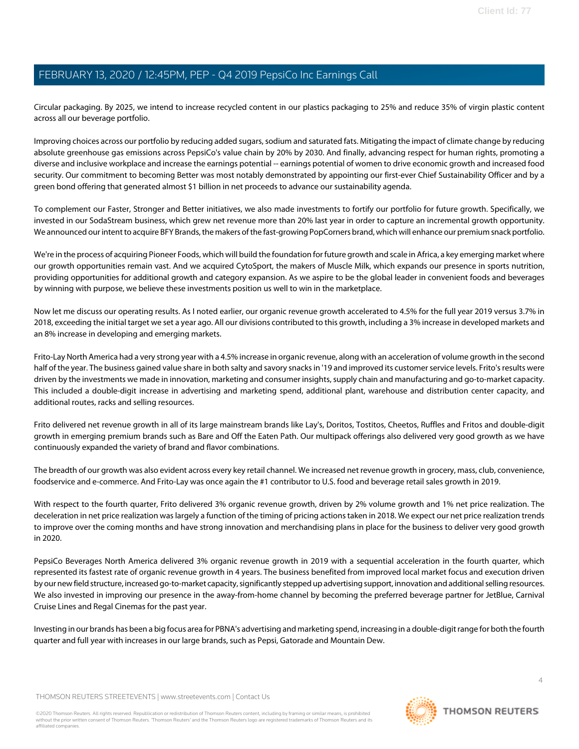Circular packaging. By 2025, we intend to increase recycled content in our plastics packaging to 25% and reduce 35% of virgin plastic content across all our beverage portfolio.

Improving choices across our portfolio by reducing added sugars, sodium and saturated fats. Mitigating the impact of climate change by reducing absolute greenhouse gas emissions across PepsiCo's value chain by 20% by 2030. And finally, advancing respect for human rights, promoting a diverse and inclusive workplace and increase the earnings potential -- earnings potential of women to drive economic growth and increased food security. Our commitment to becoming Better was most notably demonstrated by appointing our first-ever Chief Sustainability Officer and by a green bond offering that generated almost $1 billion in net proceeds to advance our sustainability agenda.

To complement our Faster, Stronger and Better initiatives, we also made investments to fortify our portfolio for future growth. Specifically, we invested in our SodaStream business, which grew net revenue more than 20% last year in order to capture an incremental growth opportunity. We announced our intent to acquire BFY Brands, the makers of the fast-growing PopCorners brand, which will enhance our premium snack portfolio.

We're in the process of acquiring Pioneer Foods, which will build the foundation for future growth and scale in Africa, a key emerging market where our growth opportunities remain vast. And we acquired CytoSport, the makers of Muscle Milk, which expands our presence in sports nutrition, providing opportunities for additional growth and category expansion. As we aspire to be the global leader in convenient foods and beverages by winning with purpose, we believe these investments position us well to win in the marketplace.

Now let me discuss our operating results. As I noted earlier, our organic revenue growth accelerated to 4.5% for the full year 2019 versus 3.7% in 2018, exceeding the initial target we set a year ago. All our divisions contributed to this growth, including a 3% increase in developed markets and an 8% increase in developing and emerging markets.

Frito-Lay North America had a very strong year with a 4.5% increase in organic revenue, along with an acceleration of volume growth in the second half of the year. The business gained value share in both salty and savory snacks in '19 and improved its customer service levels. Frito's results were driven by the investments we made in innovation, marketing and consumer insights, supply chain and manufacturing and go-to-market capacity. This included a double-digit increase in advertising and marketing spend, additional plant, warehouse and distribution center capacity, and additional routes, racks and selling resources.

Frito delivered net revenue growth in all of its large mainstream brands like Lay's, Doritos, Tostitos, Cheetos, Ruffles and Fritos and double-digit growth in emerging premium brands such as Bare and Off the Eaten Path. Our multipack offerings also delivered very good growth as we have continuously expanded the variety of brand and flavor combinations.

The breadth of our growth was also evident across every key retail channel. We increased net revenue growth in grocery, mass, club, convenience, foodservice and e-commerce. And Frito-Lay was once again the #1 contributor to U.S. food and beverage retail sales growth in 2019.

With respect to the fourth quarter, Frito delivered 3% organic revenue growth, driven by 2% volume growth and 1% net price realization. The deceleration in net price realization was largely a function of the timing of pricing actions taken in 2018. We expect our net price realization trends to improve over the coming months and have strong innovation and merchandising plans in place for the business to deliver very good growth in 2020.

PepsiCo Beverages North America delivered 3% organic revenue growth in 2019 with a sequential acceleration in the fourth quarter, which represented its fastest rate of organic revenue growth in 4 years. The business benefited from improved local market focus and execution driven by our new field structure, increased go-to-market capacity, significantly stepped up advertising support, innovation and additional selling resources. We also invested in improving our presence in the away-from-home channel by becoming the preferred beverage partner for JetBlue, Carnival Cruise Lines and Regal Cinemas for the past year.

Investing in our brands has been a big focus area for PBNA's advertising and marketing spend, increasing in a double-digit range for both the fourth quarter and full year with increases in our large brands, such as Pepsi, Gatorade and Mountain Dew.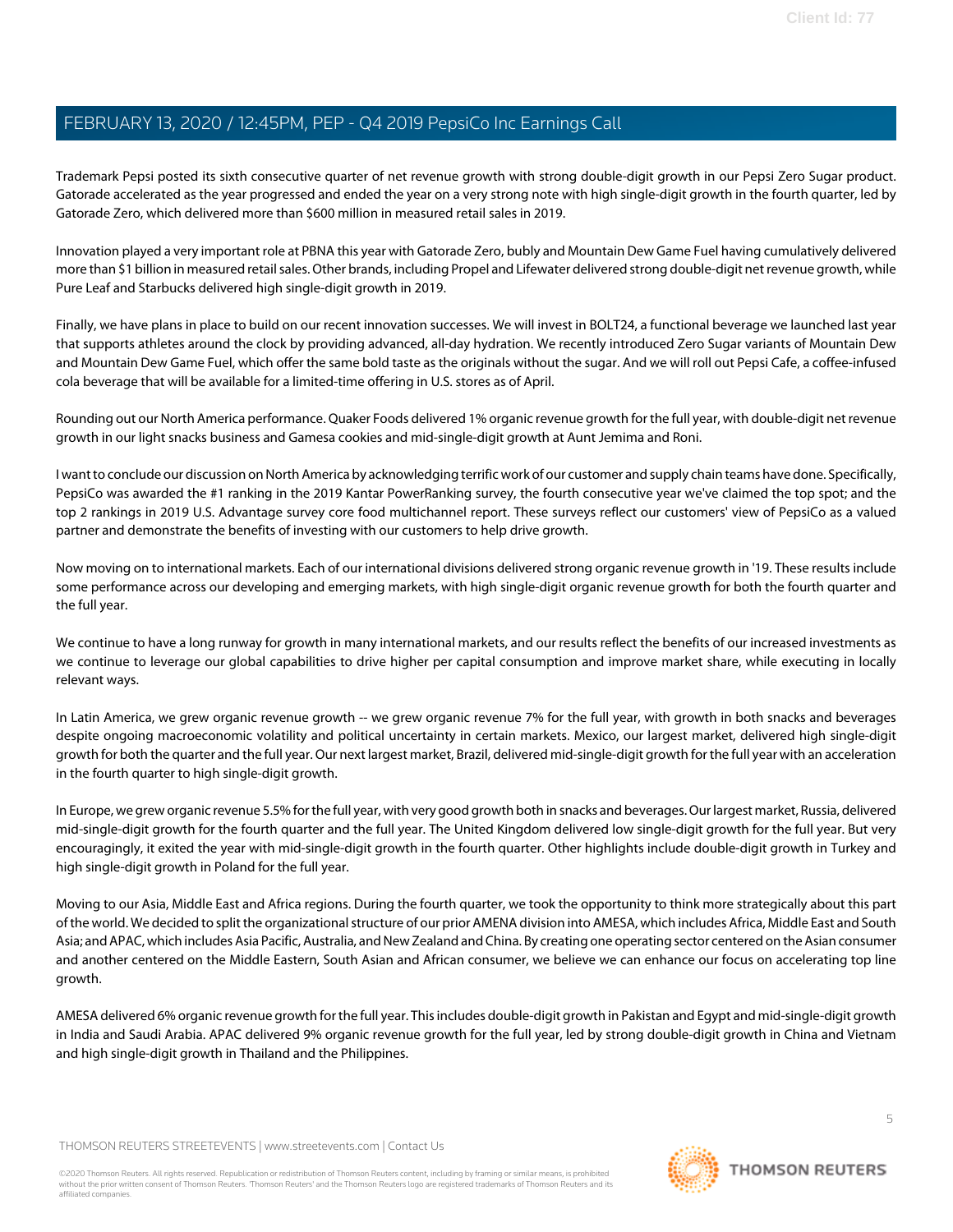Trademark Pepsi posted its sixth consecutive quarter of net revenue growth with strong double-digit growth in our Pepsi Zero Sugar product. Gatorade accelerated as the year progressed and ended the year on a very strong note with high single-digit growth in the fourth quarter, led by Gatorade Zero, which delivered more than $600 million in measured retail sales in 2019.

Innovation played a very important role at PBNA this year with Gatorade Zero, bubly and Mountain Dew Game Fuel having cumulatively delivered more than $1 billion in measured retail sales. Other brands, including Propel and Lifewater delivered strong double-digit net revenue growth, while Pure Leaf and Starbucks delivered high single-digit growth in 2019.

Finally, we have plans in place to build on our recent innovation successes. We will invest in BOLT24, a functional beverage we launched last year that supports athletes around the clock by providing advanced, all-day hydration. We recently introduced Zero Sugar variants of Mountain Dew and Mountain Dew Game Fuel, which offer the same bold taste as the originals without the sugar. And we will roll out Pepsi Cafe, a coffee-infused cola beverage that will be available for a limited-time offering in U.S. stores as of April.

Rounding out our North America performance. Quaker Foods delivered 1% organic revenue growth for the full year, with double-digit net revenue growth in our light snacks business and Gamesa cookies and mid-single-digit growth at Aunt Jemima and Roni.

I want to conclude our discussion on North America by acknowledging terrific work of our customer and supply chain teams have done. Specifically, PepsiCo was awarded the #1 ranking in the 2019 Kantar PowerRanking survey, the fourth consecutive year we've claimed the top spot; and the top 2 rankings in 2019 U.S. Advantage survey core food multichannel report. These surveys reflect our customers' view of PepsiCo as a valued partner and demonstrate the benefits of investing with our customers to help drive growth.

Now moving on to international markets. Each of our international divisions delivered strong organic revenue growth in '19. These results include some performance across our developing and emerging markets, with high single-digit organic revenue growth for both the fourth quarter and the full year.

We continue to have a long runway for growth in many international markets, and our results reflect the benefits of our increased investments as we continue to leverage our global capabilities to drive higher per capital consumption and improve market share, while executing in locally relevant ways.

In Latin America, we grew organic revenue growth -- we grew organic revenue 7% for the full year, with growth in both snacks and beverages despite ongoing macroeconomic volatility and political uncertainty in certain markets. Mexico, our largest market, delivered high single-digit growth for both the quarter and the full year. Our next largest market, Brazil, delivered mid-single-digit growth for the full year with an acceleration in the fourth quarter to high single-digit growth.

In Europe, we grew organic revenue 5.5% for the full year, with very good growth both in snacks and beverages. Our largest market, Russia, delivered mid-single-digit growth for the fourth quarter and the full year. The United Kingdom delivered low single-digit growth for the full year. But very encouragingly, it exited the year with mid-single-digit growth in the fourth quarter. Other highlights include double-digit growth in Turkey and high single-digit growth in Poland for the full year.

Moving to our Asia, Middle East and Africa regions. During the fourth quarter, we took the opportunity to think more strategically about this part of the world. We decided to split the organizational structure of our prior AMENA division into AMESA, which includes Africa, Middle East and South Asia; and APAC, which includes Asia Pacific, Australia, and New Zealand and China. By creating one operating sector centered on the Asian consumer and another centered on the Middle Eastern, South Asian and African consumer, we believe we can enhance our focus on accelerating top line growth.

AMESA delivered 6% organic revenue growth for the full year. This includes double-digit growth in Pakistan and Egypt and mid-single-digit growth in India and Saudi Arabia. APAC delivered 9% organic revenue growth for the full year, led by strong double-digit growth in China and Vietnam and high single-digit growth in Thailand and the Philippines.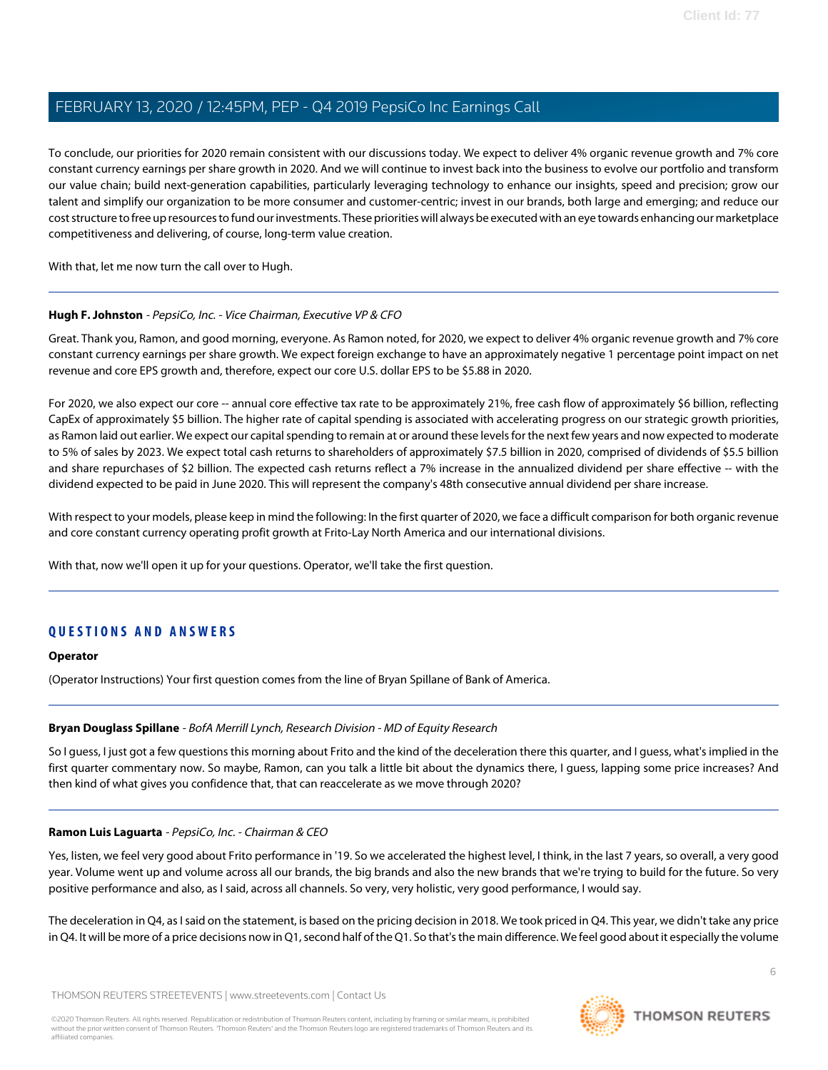To conclude, our priorities for 2020 remain consistent with our discussions today. We expect to deliver 4% organic revenue growth and 7% core constant currency earnings per share growth in 2020. And we will continue to invest back into the business to evolve our portfolio and transform our value chain; build next-generation capabilities, particularly leveraging technology to enhance our insights, speed and precision; grow our talent and simplify our organization to be more consumer and customer-centric; invest in our brands, both large and emerging; and reduce our cost structure to free up resources to fund our investments. These priorities will always be executed with an eye towards enhancing our marketplace competitiveness and delivering, of course, long-term value creation.

With that, let me now turn the call over to Hugh.

---

**Hugh F. Johnston** - *PepsiCo, Inc. - Vice Chairman, Executive VP & CFO*

Great. Thank you, Ramon, and good morning, everyone. As Ramon noted, for 2020, we expect to deliver 4% organic revenue growth and 7% core constant currency earnings per share growth. We expect foreign exchange to have an approximately negative 1 percentage point impact on net revenue and core EPS growth and, therefore, expect our core U.S. dollar EPS to be $5.88 in 2020.

For 2020, we also expect our core -- annual core effective tax rate to be approximately 21%, free cash flow of approximately $6 billion, reflecting CapEx of approximately $5 billion. The higher rate of capital spending is associated with accelerating progress on our strategic growth priorities, as Ramon laid out earlier. We expect our capital spending to remain at or around these levels for the next few years and now expected to moderate to 5% of sales by 2023. We expect total cash returns to shareholders of approximately $7.5 billion in 2020, comprised of dividends of $5.5 billion and share repurchases of $2 billion. The expected cash returns reflect a 7% increase in the annualized dividend per share effective -- with the dividend expected to be paid in June 2020. This will represent the company's 48th consecutive annual dividend per share increase.

With respect to your models, please keep in mind the following: In the first quarter of 2020, we face a difficult comparison for both organic revenue and core constant currency operating profit growth at Frito-Lay North America and our international divisions.

With that, now we'll open it up for your questions. Operator, we'll take the first question.

---

## QUESTIONS AND ANSWERS

**Operator**

(Operator Instructions) Your first question comes from the line of Bryan Spillane of Bank of America.

---

**Bryan Douglass Spillane** - *BofA Merrill Lynch, Research Division - MD of Equity Research*

So I guess, I just got a few questions this morning about Frito and the kind of the deceleration there this quarter, and I guess, what's implied in the first quarter commentary now. So maybe, Ramon, can you talk a little bit about the dynamics there, I guess, lapping some price increases? And then kind of what gives you confidence that, that can reaccelerate as we move through 2020?

---

**Ramon Luis Laguarta** - *PepsiCo, Inc. - Chairman & CEO*

Yes, listen, we feel very good about Frito performance in '19. So we accelerated the highest level, I think, in the last 7 years, so overall, a very good year. Volume went up and volume across all our brands, the big brands and also the new brands that we're trying to build for the future. So very positive performance and also, as I said, across all channels. So very, very holistic, very good performance, I would say.

The deceleration in Q4, as I said on the statement, is based on the pricing decision in 2018. We took priced in Q4. This year, we didn't take any price in Q4. It will be more of a price decisions now in Q1, second half of the Q1. So that's the main difference. We feel good about it especially the volume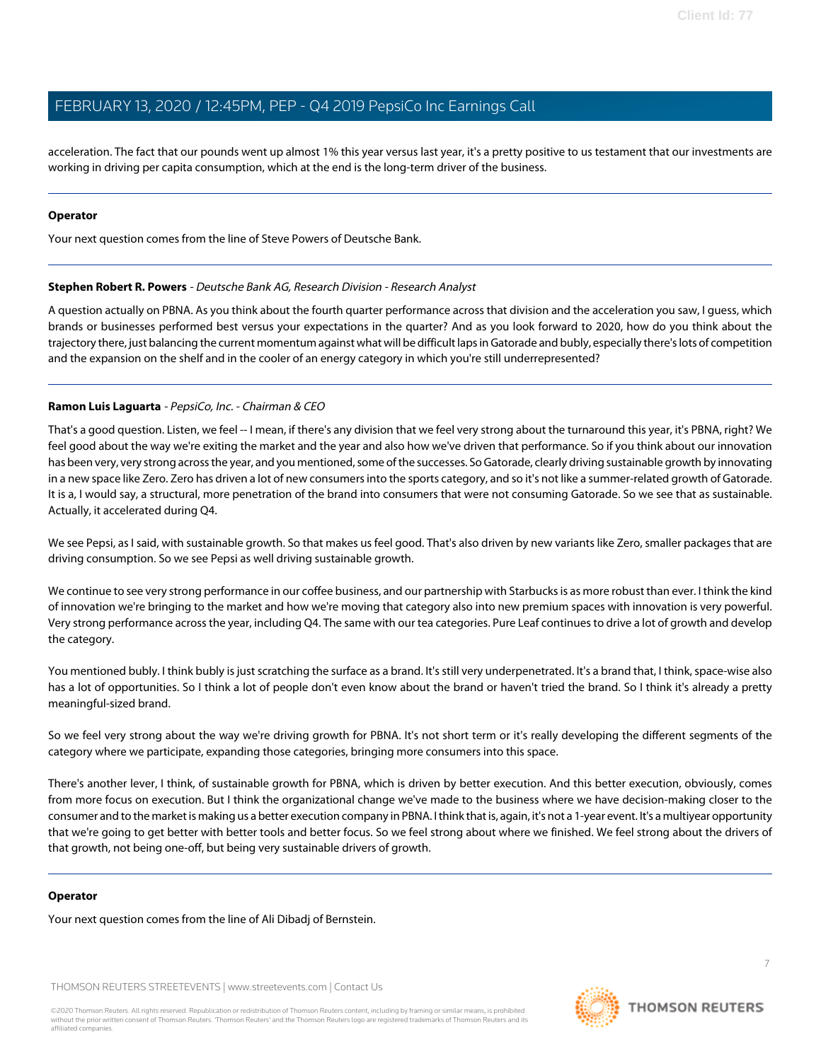acceleration. The fact that our pounds went up almost 1% this year versus last year, it's a pretty positive to us testament that our investments are working in driving per capita consumption, which at the end is the long-term driver of the business.

---

**Operator**

Your next question comes from the line of Steve Powers of Deutsche Bank.

---

**Stephen Robert R. Powers** - *Deutsche Bank AG, Research Division - Research Analyst*

A question actually on PBNA. As you think about the fourth quarter performance across that division and the acceleration you saw, I guess, which brands or businesses performed best versus your expectations in the quarter? And as you look forward to 2020, how do you think about the trajectory there, just balancing the current momentum against what will be difficult laps in Gatorade and bubly, especially there's lots of competition and the expansion on the shelf and in the cooler of an energy category in which you're still underrepresented?

---

**Ramon Luis Laguarta** - *PepsiCo, Inc. - Chairman & CEO*

That's a good question. Listen, we feel -- I mean, if there's any division that we feel very strong about the turnaround this year, it's PBNA, right? We feel good about the way we're exiting the market and the year and also how we've driven that performance. So if you think about our innovation has been very, very strong across the year, and you mentioned, some of the successes. So Gatorade, clearly driving sustainable growth by innovating in a new space like Zero. Zero has driven a lot of new consumers into the sports category, and so it's not like a summer-related growth of Gatorade. It is a, I would say, a structural, more penetration of the brand into consumers that were not consuming Gatorade. So we see that as sustainable. Actually, it accelerated during Q4.

We see Pepsi, as I said, with sustainable growth. So that makes us feel good. That's also driven by new variants like Zero, smaller packages that are driving consumption. So we see Pepsi as well driving sustainable growth.

We continue to see very strong performance in our coffee business, and our partnership with Starbucks is as more robust than ever. I think the kind of innovation we're bringing to the market and how we're moving that category also into new premium spaces with innovation is very powerful. Very strong performance across the year, including Q4. The same with our tea categories. Pure Leaf continues to drive a lot of growth and develop the category.

You mentioned bubly. I think bubly is just scratching the surface as a brand. It's still very underpenetrated. It's a brand that, I think, space-wise also has a lot of opportunities. So I think a lot of people don't even know about the brand or haven't tried the brand. So I think it's already a pretty meaningful-sized brand.

So we feel very strong about the way we're driving growth for PBNA. It's not short term or it's really developing the different segments of the category where we participate, expanding those categories, bringing more consumers into this space.

There's another lever, I think, of sustainable growth for PBNA, which is driven by better execution. And this better execution, obviously, comes from more focus on execution. But I think the organizational change we've made to the business where we have decision-making closer to the consumer and to the market is making us a better execution company in PBNA. I think that is, again, it's not a 1-year event. It's a multiyear opportunity that we're going to get better with better tools and better focus. So we feel strong about where we finished. We feel strong about the drivers of that growth, not being one-off, but being very sustainable drivers of growth.

---

**Operator**

Your next question comes from the line of Ali Dibadj of Bernstein.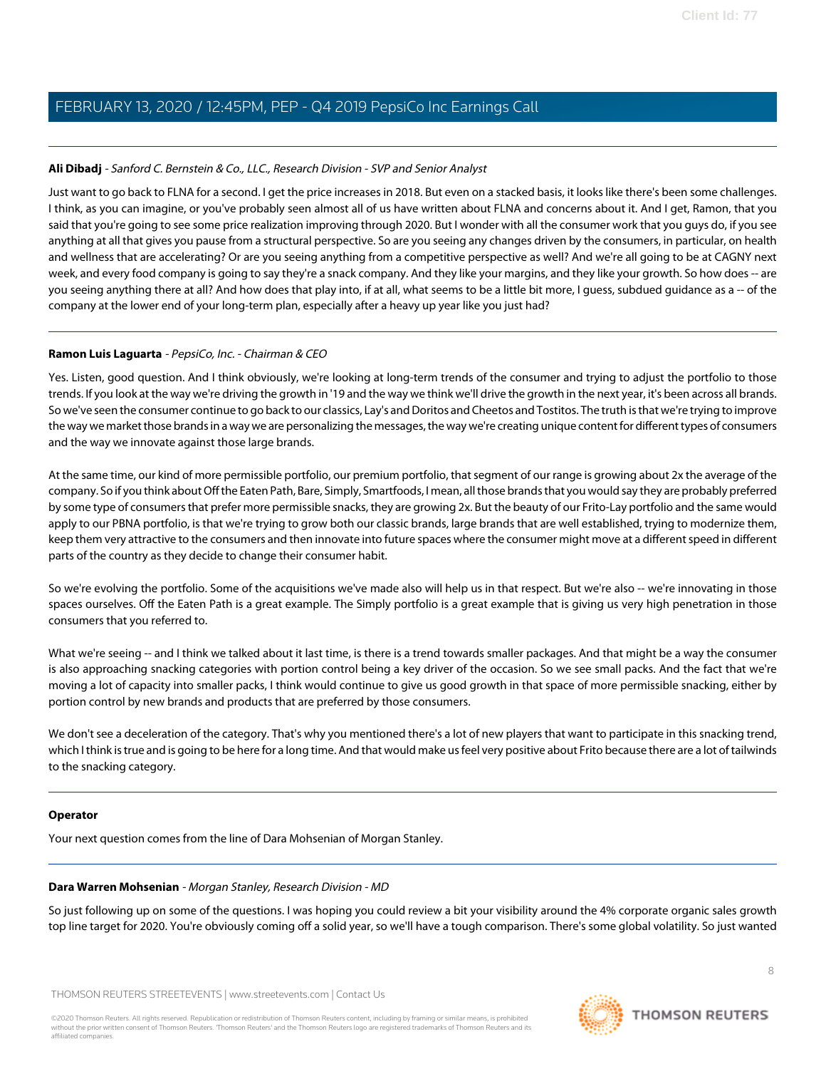**Ali Dibadj** - *Sanford C. Bernstein & Co., LLC., Research Division - SVP and Senior Analyst*

Just want to go back to FLNA for a second. I get the price increases in 2018. But even on a stacked basis, it looks like there's been some challenges. I think, as you can imagine, or you've probably seen almost all of us have written about FLNA and concerns about it. And I get, Ramon, that you said that you're going to see some price realization improving through 2020. But I wonder with all the consumer work that you guys do, if you see anything at all that gives you pause from a structural perspective. So are you seeing any changes driven by the consumers, in particular, on health and wellness that are accelerating? Or are you seeing anything from a competitive perspective as well? And we're all going to be at CAGNY next week, and every food company is going to say they're a snack company. And they like your margins, and they like your growth. So how does -- are you seeing anything there at all? And how does that play into, if at all, what seems to be a little bit more, I guess, subdued guidance as a -- of the company at the lower end of your long-term plan, especially after a heavy up year like you just had?

---

**Ramon Luis Laguarta** - *PepsiCo, Inc. - Chairman & CEO*

Yes. Listen, good question. And I think obviously, we're looking at long-term trends of the consumer and trying to adjust the portfolio to those trends. If you look at the way we're driving the growth in '19 and the way we think we'll drive the growth in the next year, it's been across all brands. So we've seen the consumer continue to go back to our classics, Lay's and Doritos and Cheetos and Tostitos. The truth is that we're trying to improve the way we market those brands in a way we are personalizing the messages, the way we're creating unique content for different types of consumers and the way we innovate against those large brands.

At the same time, our kind of more permissible portfolio, our premium portfolio, that segment of our range is growing about 2x the average of the company. So if you think about Off the Eaten Path, Bare, Simply, Smartfoods, I mean, all those brands that you would say they are probably preferred by some type of consumers that prefer more permissible snacks, they are growing 2x. But the beauty of our Frito-Lay portfolio and the same would apply to our PBNA portfolio, is that we're trying to grow both our classic brands, large brands that are well established, trying to modernize them, keep them very attractive to the consumers and then innovate into future spaces where the consumer might move at a different speed in different parts of the country as they decide to change their consumer habit.

So we're evolving the portfolio. Some of the acquisitions we've made also will help us in that respect. But we're also -- we're innovating in those spaces ourselves. Off the Eaten Path is a great example. The Simply portfolio is a great example that is giving us very high penetration in those consumers that you referred to.

What we're seeing -- and I think we talked about it last time, is there is a trend towards smaller packages. And that might be a way the consumer is also approaching snacking categories with portion control being a key driver of the occasion. So we see small packs. And the fact that we're moving a lot of capacity into smaller packs, I think would continue to give us good growth in that space of more permissible snacking, either by portion control by new brands and products that are preferred by those consumers.

We don't see a deceleration of the category. That's why you mentioned there's a lot of new players that want to participate in this snacking trend, which I think is true and is going to be here for a long time. And that would make us feel very positive about Frito because there are a lot of tailwinds to the snacking category.

---

**Operator**

Your next question comes from the line of Dara Mohsenian of Morgan Stanley.

---

**Dara Warren Mohsenian** - *Morgan Stanley, Research Division - MD*

So just following up on some of the questions. I was hoping you could review a bit your visibility around the 4% corporate organic sales growth top line target for 2020. You're obviously coming off a solid year, so we'll have a tough comparison. There's some global volatility. So just wanted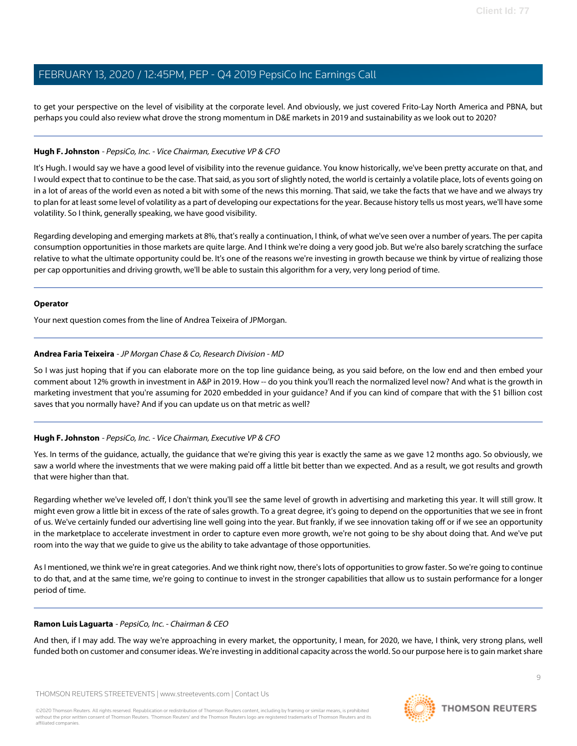to get your perspective on the level of visibility at the corporate level. And obviously, we just covered Frito-Lay North America and PBNA, but perhaps you could also review what drove the strong momentum in D&E markets in 2019 and sustainability as we look out to 2020?

---

**Hugh F. Johnston** - *PepsiCo, Inc. - Vice Chairman, Executive VP & CFO*

It's Hugh. I would say we have a good level of visibility into the revenue guidance. You know historically, we've been pretty accurate on that, and I would expect that to continue to be the case. That said, as you sort of slightly noted, the world is certainly a volatile place, lots of events going on in a lot of areas of the world even as noted a bit with some of the news this morning. That said, we take the facts that we have and we always try to plan for at least some level of volatility as a part of developing our expectations for the year. Because history tells us most years, we'll have some volatility. So I think, generally speaking, we have good visibility.

Regarding developing and emerging markets at 8%, that's really a continuation, I think, of what we've seen over a number of years. The per capita consumption opportunities in those markets are quite large. And I think we're doing a very good job. But we're also barely scratching the surface relative to what the ultimate opportunity could be. It's one of the reasons we're investing in growth because we think by virtue of realizing those per cap opportunities and driving growth, we'll be able to sustain this algorithm for a very, very long period of time.

---

**Operator**

Your next question comes from the line of Andrea Teixeira of JPMorgan.

---

**Andrea Faria Teixeira** - *JP Morgan Chase & Co, Research Division - MD*

So I was just hoping that if you can elaborate more on the top line guidance being, as you said before, on the low end and then embed your comment about 12% growth in investment in A&P in 2019. How -- do you think you'll reach the normalized level now? And what is the growth in marketing investment that you're assuming for 2020 embedded in your guidance? And if you can kind of compare that with the $1 billion cost saves that you normally have? And if you can update us on that metric as well?

---

**Hugh F. Johnston** - *PepsiCo, Inc. - Vice Chairman, Executive VP & CFO*

Yes. In terms of the guidance, actually, the guidance that we're giving this year is exactly the same as we gave 12 months ago. So obviously, we saw a world where the investments that we were making paid off a little bit better than we expected. And as a result, we got results and growth that were higher than that.

Regarding whether we've leveled off, I don't think you'll see the same level of growth in advertising and marketing this year. It will still grow. It might even grow a little bit in excess of the rate of sales growth. To a great degree, it's going to depend on the opportunities that we see in front of us. We've certainly funded our advertising line well going into the year. But frankly, if we see innovation taking off or if we see an opportunity in the marketplace to accelerate investment in order to capture even more growth, we're not going to be shy about doing that. And we've put room into the way that we guide to give us the ability to take advantage of those opportunities.

As I mentioned, we think we're in great categories. And we think right now, there's lots of opportunities to grow faster. So we're going to continue to do that, and at the same time, we're going to continue to invest in the stronger capabilities that allow us to sustain performance for a longer period of time.

---

**Ramon Luis Laguarta** - *PepsiCo, Inc. - Chairman & CEO*

And then, if I may add. The way we're approaching in every market, the opportunity, I mean, for 2020, we have, I think, very strong plans, well funded both on customer and consumer ideas. We're investing in additional capacity across the world. So our purpose here is to gain market share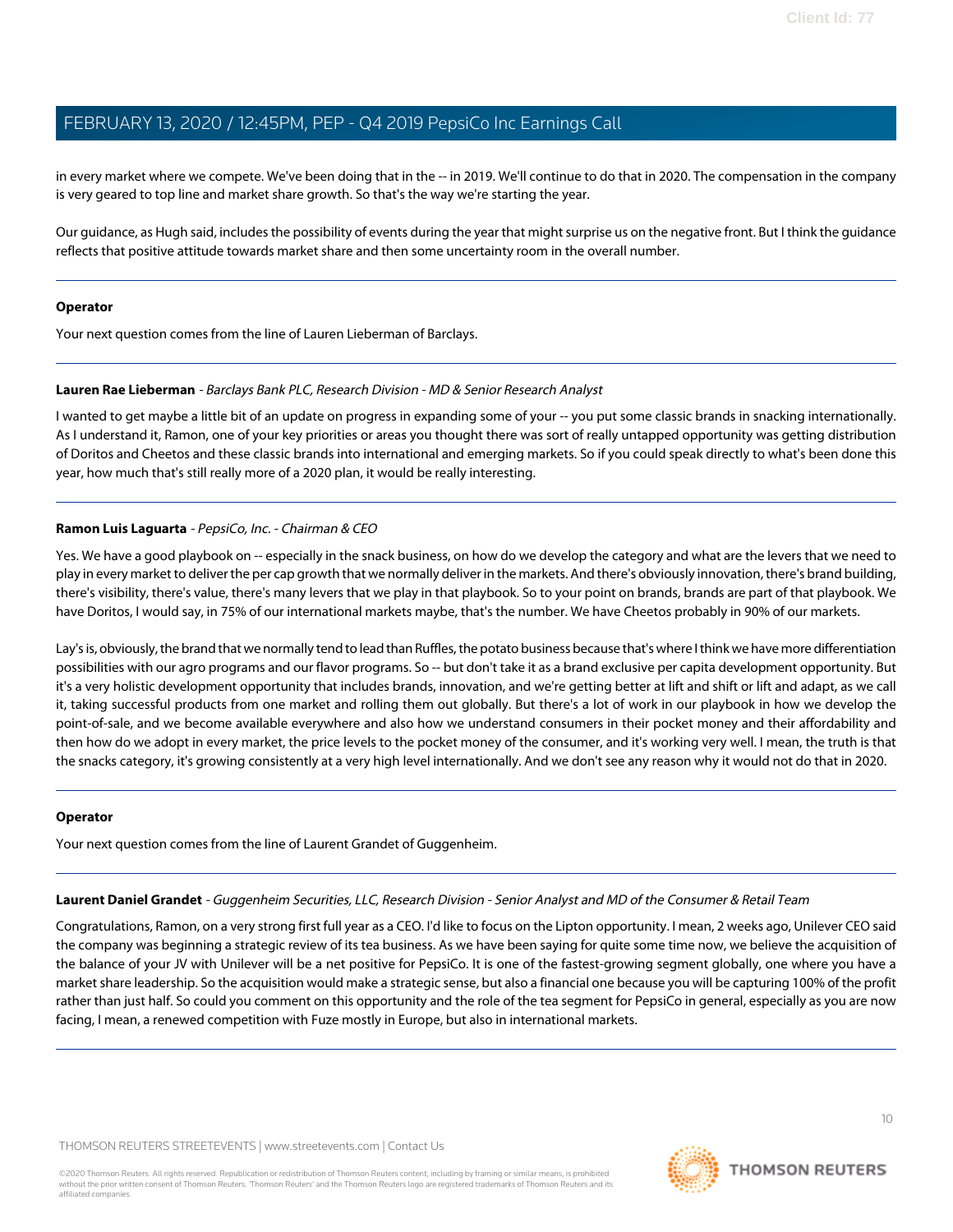in every market where we compete. We've been doing that in the -- in 2019. We'll continue to do that in 2020. The compensation in the company is very geared to top line and market share growth. So that's the way we're starting the year.

Our guidance, as Hugh said, includes the possibility of events during the year that might surprise us on the negative front. But I think the guidance reflects that positive attitude towards market share and then some uncertainty room in the overall number.

---

**Operator**

Your next question comes from the line of Lauren Lieberman of Barclays.

---

**Lauren Rae Lieberman** - *Barclays Bank PLC, Research Division - MD & Senior Research Analyst*

I wanted to get maybe a little bit of an update on progress in expanding some of your -- you put some classic brands in snacking internationally. As I understand it, Ramon, one of your key priorities or areas you thought there was sort of really untapped opportunity was getting distribution of Doritos and Cheetos and these classic brands into international and emerging markets. So if you could speak directly to what's been done this year, how much that's still really more of a 2020 plan, it would be really interesting.

---

**Ramon Luis Laguarta** - *PepsiCo, Inc. - Chairman & CEO*

Yes. We have a good playbook on -- especially in the snack business, on how do we develop the category and what are the levers that we need to play in every market to deliver the per cap growth that we normally deliver in the markets. And there's obviously innovation, there's brand building, there's visibility, there's value, there's many levers that we play in that playbook. So to your point on brands, brands are part of that playbook. We have Doritos, I would say, in 75% of our international markets maybe, that's the number. We have Cheetos probably in 90% of our markets.

Lay's is, obviously, the brand that we normally tend to lead than Ruffles, the potato business because that's where I think we have more differentiation possibilities with our agro programs and our flavor programs. So -- but don't take it as a brand exclusive per capita development opportunity. But it's a very holistic development opportunity that includes brands, innovation, and we're getting better at lift and shift or lift and adapt, as we call it, taking successful products from one market and rolling them out globally. But there's a lot of work in our playbook in how we develop the point-of-sale, and we become available everywhere and also how we understand consumers in their pocket money and their affordability and then how do we adopt in every market, the price levels to the pocket money of the consumer, and it's working very well. I mean, the truth is that the snacks category, it's growing consistently at a very high level internationally. And we don't see any reason why it would not do that in 2020.

---

**Operator**

Your next question comes from the line of Laurent Grandet of Guggenheim.

---

**Laurent Daniel Grandet** - *Guggenheim Securities, LLC, Research Division - Senior Analyst and MD of the Consumer & Retail Team*

Congratulations, Ramon, on a very strong first full year as a CEO. I'd like to focus on the Lipton opportunity. I mean, 2 weeks ago, Unilever CEO said the company was beginning a strategic review of its tea business. As we have been saying for quite some time now, we believe the acquisition of the balance of your JV with Unilever will be a net positive for PepsiCo. It is one of the fastest-growing segment globally, one where you have a market share leadership. So the acquisition would make a strategic sense, but also a financial one because you will be capturing 100% of the profit rather than just half. So could you comment on this opportunity and the role of the tea segment for PepsiCo in general, especially as you are now facing, I mean, a renewed competition with Fuze mostly in Europe, but also in international markets.

---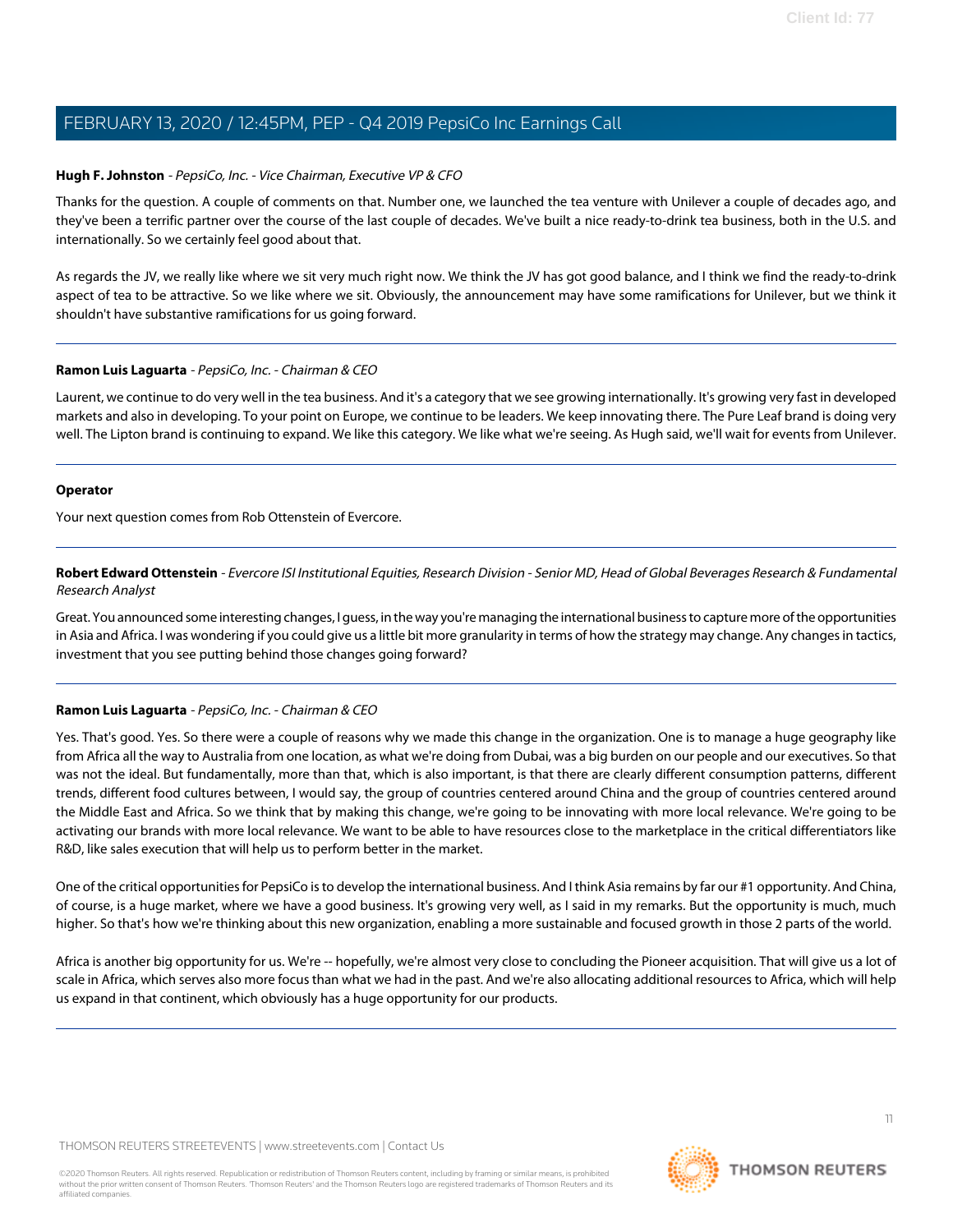**Hugh F. Johnston** - *PepsiCo, Inc. - Vice Chairman, Executive VP & CFO*

Thanks for the question. A couple of comments on that. Number one, we launched the tea venture with Unilever a couple of decades ago, and they've been a terrific partner over the course of the last couple of decades. We've built a nice ready-to-drink tea business, both in the U.S. and internationally. So we certainly feel good about that.

As regards the JV, we really like where we sit very much right now. We think the JV has got good balance, and I think we find the ready-to-drink aspect of tea to be attractive. So we like where we sit. Obviously, the announcement may have some ramifications for Unilever, but we think it shouldn't have substantive ramifications for us going forward.

---

**Ramon Luis Laguarta** - *PepsiCo, Inc. - Chairman & CEO*

Laurent, we continue to do very well in the tea business. And it's a category that we see growing internationally. It's growing very fast in developed markets and also in developing. To your point on Europe, we continue to be leaders. We keep innovating there. The Pure Leaf brand is doing very well. The Lipton brand is continuing to expand. We like this category. We like what we're seeing. As Hugh said, we'll wait for events from Unilever.

---

**Operator**

Your next question comes from Rob Ottenstein of Evercore.

---

**Robert Edward Ottenstein** - *Evercore ISI Institutional Equities, Research Division - Senior MD, Head of Global Beverages Research & Fundamental Research Analyst*

Great. You announced some interesting changes, I guess, in the way you're managing the international business to capture more of the opportunities in Asia and Africa. I was wondering if you could give us a little bit more granularity in terms of how the strategy may change. Any changes in tactics, investment that you see putting behind those changes going forward?

---

**Ramon Luis Laguarta** - *PepsiCo, Inc. - Chairman & CEO*

Yes. That's good. Yes. So there were a couple of reasons why we made this change in the organization. One is to manage a huge geography like from Africa all the way to Australia from one location, as what we're doing from Dubai, was a big burden on our people and our executives. So that was not the ideal. But fundamentally, more than that, which is also important, is that there are clearly different consumption patterns, different trends, different food cultures between, I would say, the group of countries centered around China and the group of countries centered around the Middle East and Africa. So we think that by making this change, we're going to be innovating with more local relevance. We're going to be activating our brands with more local relevance. We want to be able to have resources close to the marketplace in the critical differentiators like R&D, like sales execution that will help us to perform better in the market.

One of the critical opportunities for PepsiCo is to develop the international business. And I think Asia remains by far our #1 opportunity. And China, of course, is a huge market, where we have a good business. It's growing very well, as I said in my remarks. But the opportunity is much, much higher. So that's how we're thinking about this new organization, enabling a more sustainable and focused growth in those 2 parts of the world.

Africa is another big opportunity for us. We're -- hopefully, we're almost very close to concluding the Pioneer acquisition. That will give us a lot of scale in Africa, which serves also more focus than what we had in the past. And we're also allocating additional resources to Africa, which will help us expand in that continent, which obviously has a huge opportunity for our products.

---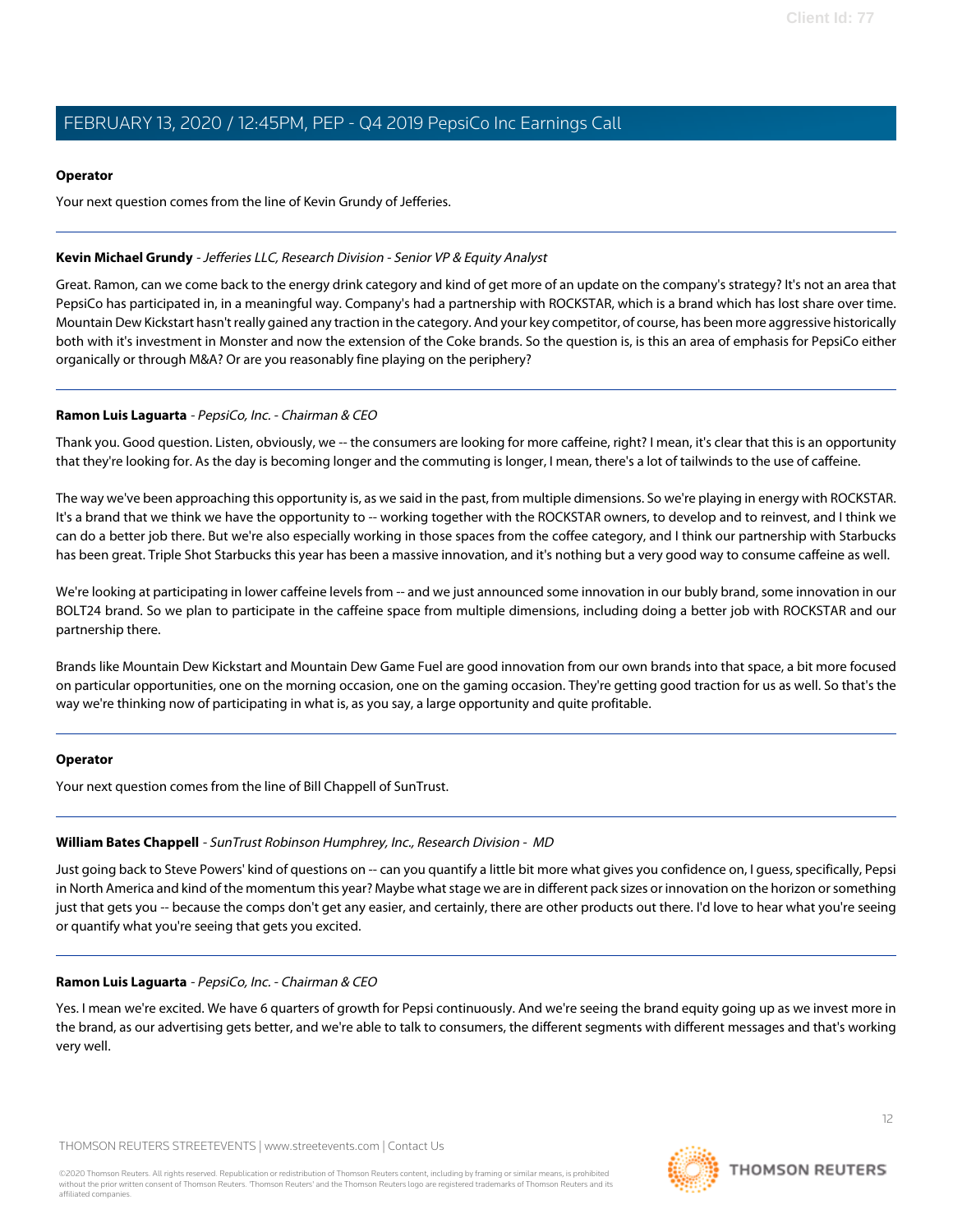**Operator**

Your next question comes from the line of Kevin Grundy of Jefferies.

---

**Kevin Michael Grundy** - *Jefferies LLC, Research Division - Senior VP & Equity Analyst*

Great. Ramon, can we come back to the energy drink category and kind of get more of an update on the company's strategy? It's not an area that PepsiCo has participated in, in a meaningful way. Company's had a partnership with ROCKSTAR, which is a brand which has lost share over time. Mountain Dew Kickstart hasn't really gained any traction in the category. And your key competitor, of course, has been more aggressive historically both with it's investment in Monster and now the extension of the Coke brands. So the question is, is this an area of emphasis for PepsiCo either organically or through M&A? Or are you reasonably fine playing on the periphery?

---

**Ramon Luis Laguarta** - *PepsiCo, Inc. - Chairman & CEO*

Thank you. Good question. Listen, obviously, we -- the consumers are looking for more caffeine, right? I mean, it's clear that this is an opportunity that they're looking for. As the day is becoming longer and the commuting is longer, I mean, there's a lot of tailwinds to the use of caffeine.

The way we've been approaching this opportunity is, as we said in the past, from multiple dimensions. So we're playing in energy with ROCKSTAR. It's a brand that we think we have the opportunity to -- working together with the ROCKSTAR owners, to develop and to reinvest, and I think we can do a better job there. But we're also especially working in those spaces from the coffee category, and I think our partnership with Starbucks has been great. Triple Shot Starbucks this year has been a massive innovation, and it's nothing but a very good way to consume caffeine as well.

We're looking at participating in lower caffeine levels from -- and we just announced some innovation in our bubly brand, some innovation in our BOLT24 brand. So we plan to participate in the caffeine space from multiple dimensions, including doing a better job with ROCKSTAR and our partnership there.

Brands like Mountain Dew Kickstart and Mountain Dew Game Fuel are good innovation from our own brands into that space, a bit more focused on particular opportunities, one on the morning occasion, one on the gaming occasion. They're getting good traction for us as well. So that's the way we're thinking now of participating in what is, as you say, a large opportunity and quite profitable.

---

**Operator**

Your next question comes from the line of Bill Chappell of SunTrust.

---

**William Bates Chappell** - *SunTrust Robinson Humphrey, Inc., Research Division - MD*

Just going back to Steve Powers' kind of questions on -- can you quantify a little bit more what gives you confidence on, I guess, specifically, Pepsi in North America and kind of the momentum this year? Maybe what stage we are in different pack sizes or innovation on the horizon or something just that gets you -- because the comps don't get any easier, and certainly, there are other products out there. I'd love to hear what you're seeing or quantify what you're seeing that gets you excited.

---

**Ramon Luis Laguarta** - *PepsiCo, Inc. - Chairman & CEO*

Yes. I mean we're excited. We have 6 quarters of growth for Pepsi continuously. And we're seeing the brand equity going up as we invest more in the brand, as our advertising gets better, and we're able to talk to consumers, the different segments with different messages and that's working very well.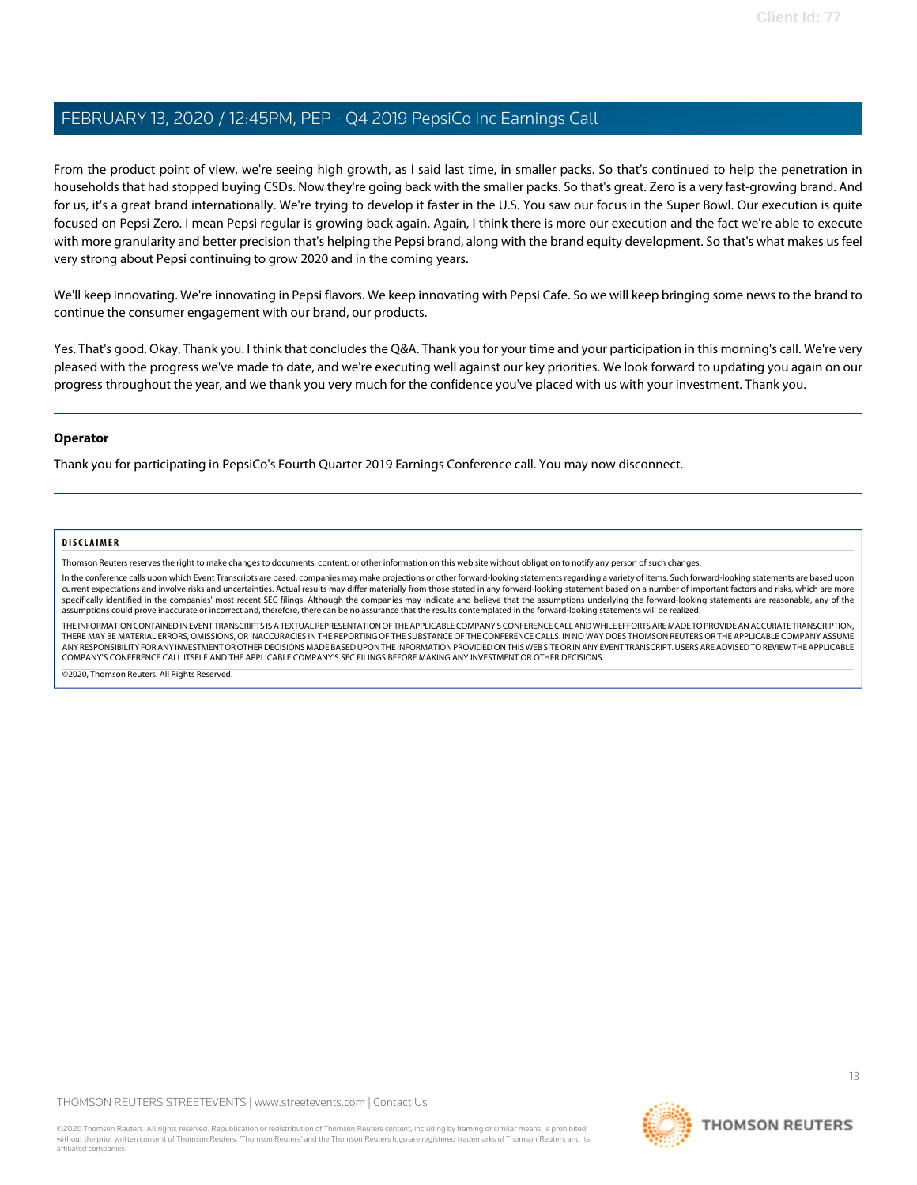From the product point of view, we're seeing high growth, as I said last time, in smaller packs. So that's continued to help the penetration in households that had stopped buying CSDs. Now they're going back with the smaller packs. So that's great. Zero is a very fast-growing brand. And for us, it's a great brand internationally. We're trying to develop it faster in the U.S. You saw our focus in the Super Bowl. Our execution is quite focused on Pepsi Zero. I mean Pepsi regular is growing back again. Again, I think there is more our execution and the fact we're able to execute with more granularity and better precision that's helping the Pepsi brand, along with the brand equity development. So that's what makes us feel very strong about Pepsi continuing to grow 2020 and in the coming years.

We'll keep innovating. We're innovating in Pepsi flavors. We keep innovating with Pepsi Cafe. So we will keep bringing some news to the brand to continue the consumer engagement with our brand, our products.

Yes. That's good. Okay. Thank you. I think that concludes the Q&A. Thank you for your time and your participation in this morning's call. We're very pleased with the progress we've made to date, and we're executing well against our key priorities. We look forward to updating you again on our progress throughout the year, and we thank you very much for the confidence you've placed with us with your investment. Thank you.

---

**Operator**

Thank you for participating in PepsiCo's Fourth Quarter 2019 Earnings Conference call. You may now disconnect.

---

**DISCLAIMER**

Thomson Reuters reserves the right to make changes to documents, content, or other information on this web site without obligation to notify any person of such changes.

In the conference calls upon which Event Transcripts are based, companies may make projections or other forward-looking statements regarding a variety of items. Such forward-looking statements are based upon current expectations and involve risks and uncertainties. Actual results may differ materially from those stated in any forward-looking statement based on a number of important factors and risks, which are more specifically identified in the companies' most recent SEC filings. Although the companies may indicate and believe that the assumptions underlying the forward-looking statements are reasonable, any of the assumptions could prove inaccurate or incorrect and, therefore, there can be no assurance that the results contemplated in the forward-looking statements will be realized.

THE INFORMATION CONTAINED IN EVENT TRANSCRIPTS IS A TEXTUAL REPRESENTATION OF THE APPLICABLE COMPANY'S CONFERENCE CALL AND WHILE EFFORTS ARE MADE TO PROVIDE AN ACCURATE TRANSCRIPTION, THERE MAY BE MATERIAL ERRORS, OMISSIONS, OR INACCURACIES IN THE REPORTING OF THE SUBSTANCE OF THE CONFERENCE CALLS. IN NO WAY DOES THOMSON REUTERS OR THE APPLICABLE COMPANY ASSUME ANY RESPONSIBILITY FOR ANY INVESTMENT OR OTHER DECISIONS MADE BASED UPON THE INFORMATION PROVIDED ON THIS WEB SITE OR IN ANY EVENT TRANSCRIPT. USERS ARE ADVISED TO REVIEW THE APPLICABLE COMPANY'S CONFERENCE CALL ITSELF AND THE APPLICABLE COMPANY'S SEC FILINGS BEFORE MAKING ANY INVESTMENT OR OTHER DECISIONS.

©2020, Thomson Reuters. All Rights Reserved.